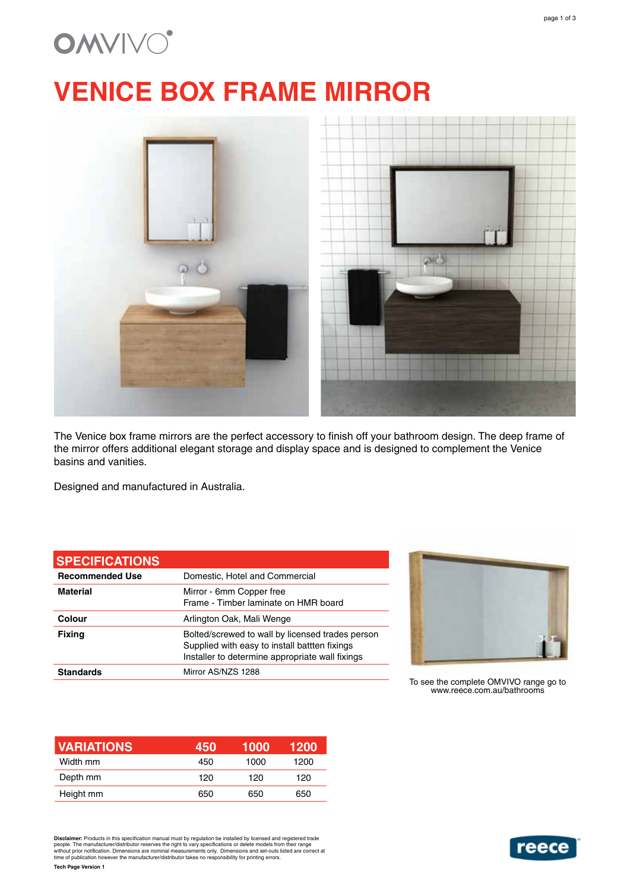OMVIVO

# VENICE BOX FRAME MIRROR

The Venice box frame mirrors are the perfect accessory to finish off your bathroom design. The deep frame of the mirror offers additional elegant storage and display space and is designed to complement the Venice basins and vanities.

Designed and manufactured in Australia.

| SPECIFICATIONS | |
|---|---|
| **Recommended Use** | Domestic, Hotel and Commercial |
| **Material** | Mirror - 6mm Copper free<br>Frame - Timber laminate on HMR board |
| **Colour** | Arlington Oak, Mali Wenge |
| **Fixing** | Bolted/screwed to wall by licensed trades person<br>Supplied with easy to install battten fixings<br>Installer to determine appropriate wall fixings |
| **Standards** | Mirror AS/NZS 1288 |

To see the complete OMVIVO range go to www.reece.com.au/bathrooms

| VARIATIONS | 450 | 1000 | 1200 |
|---|---|---|---|
| Width mm | 450 | 1000 | 1200 |
| Depth mm | 120 | 120 | 120 |
| Height mm | 650 | 650 | 650 |

**Disclaimer:** Products in this specification manual must by regulation be installed by licensed and registered trade people. The manufacturer/distributor reserves the right to vary specifications or delete models from their range without prior notification. Dimensions are nominal measurements only. Dimensions and set-outs listed are correct at time of publication however the manufacturer/distributor takes no responsibility for printing errors.

**Tech Page Version 1**

reece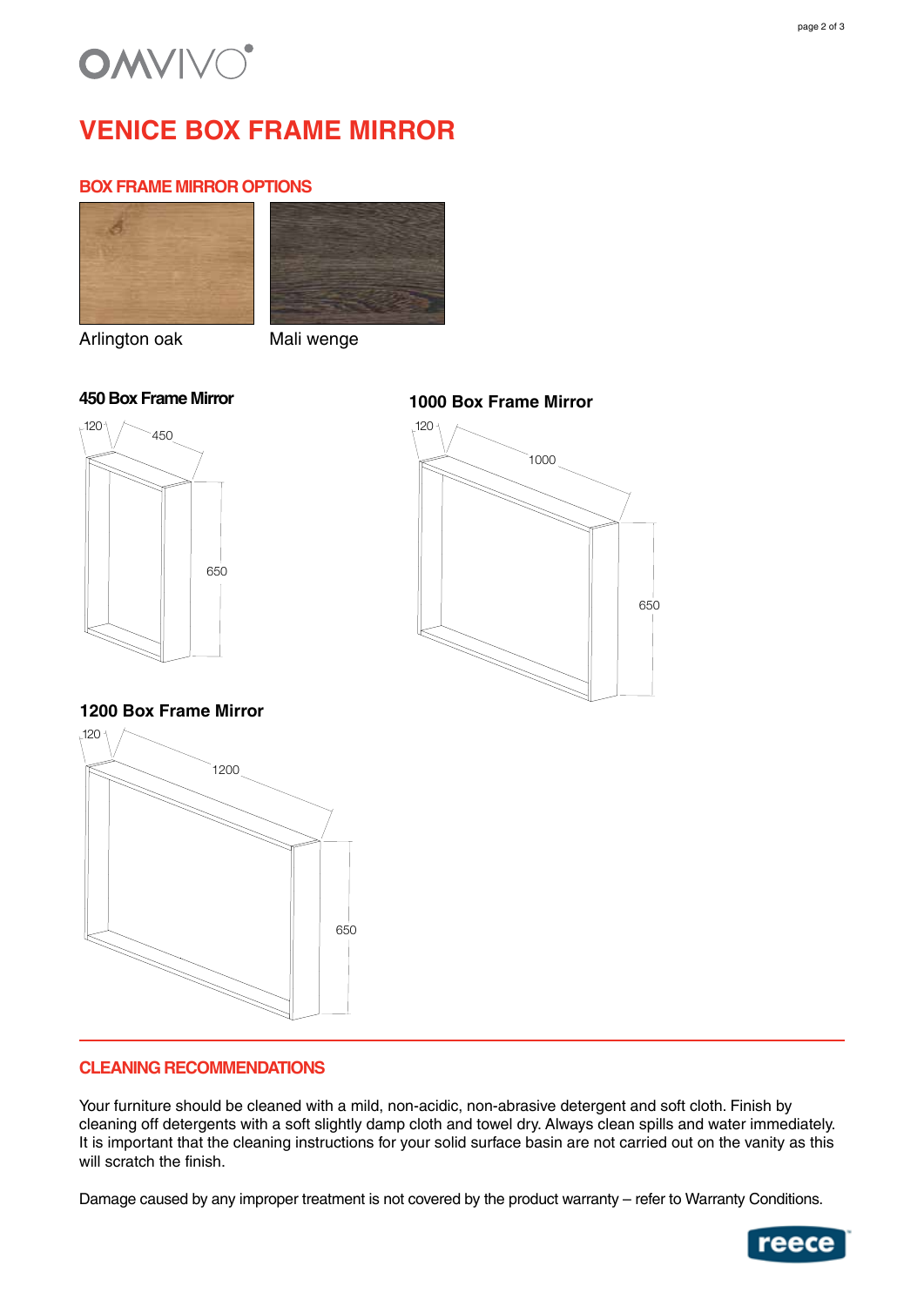# VENICE BOX FRAME MIRROR

## BOX FRAME MIRROR OPTIONS

Arlington oak

Mali wenge

### 450 Box Frame Mirror

120

450

650

### 1000 Box Frame Mirror

120

1000

650

### 1200 Box Frame Mirror

120

1200

650

## CLEANING RECOMMENDATIONS

Your furniture should be cleaned with a mild, non-acidic, non-abrasive detergent and soft cloth. Finish by cleaning off detergents with a soft slightly damp cloth and towel dry. Always clean spills and water immediately. It is important that the cleaning instructions for your solid surface basin are not carried out on the vanity as this will scratch the finish.

Damage caused by any improper treatment is not covered by the product warranty – refer to Warranty Conditions.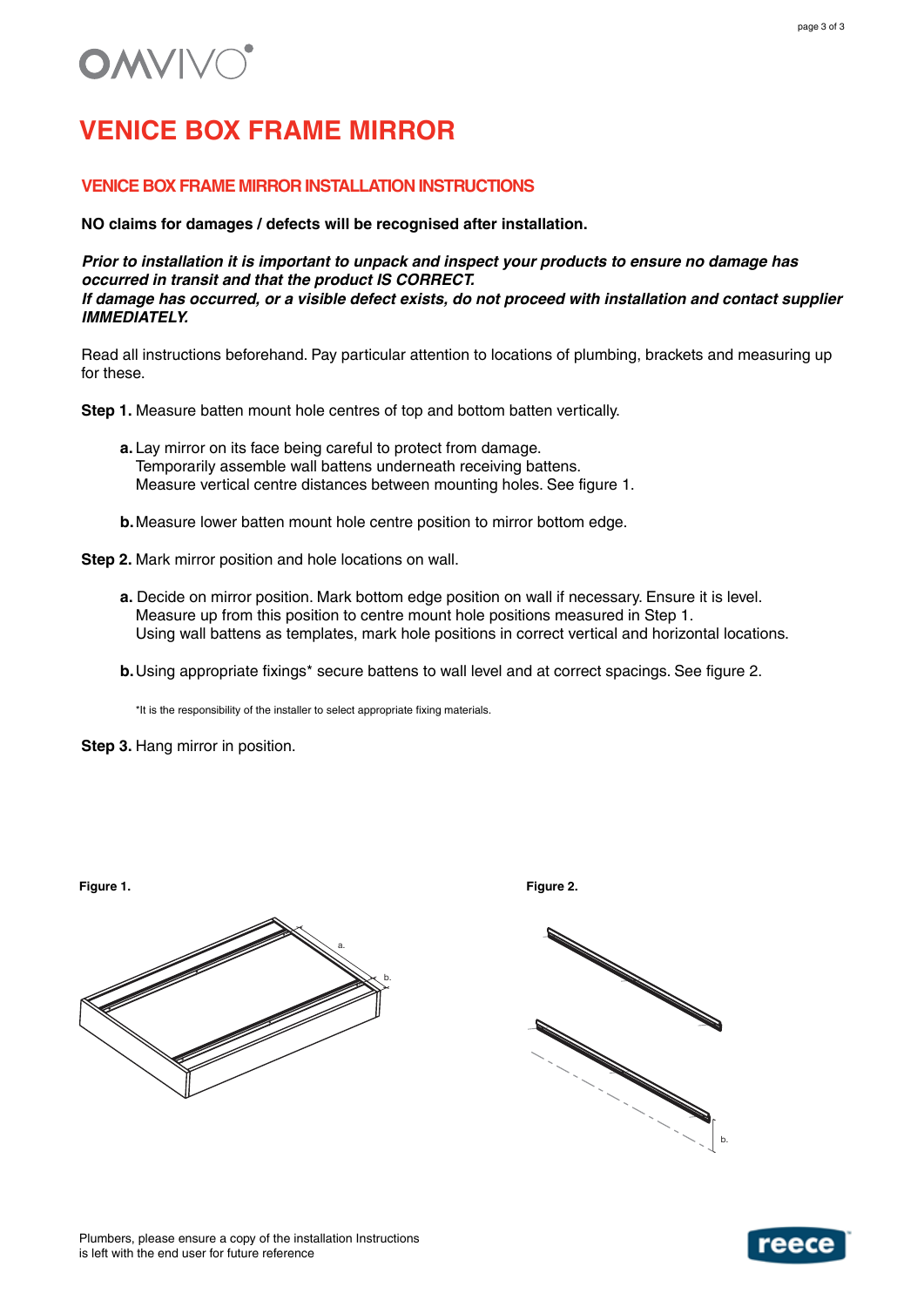OMVIVO

# VENICE BOX FRAME MIRROR

## VENICE BOX FRAME MIRROR INSTALLATION INSTRUCTIONS

**NO claims for damages / defects will be recognised after installation.**

***Prior to installation it is important to unpack and inspect your products to ensure no damage has occurred in transit and that the product IS CORRECT.***
***If damage has occurred, or a visible defect exists, do not proceed with installation and contact supplier IMMEDIATELY.***

Read all instructions beforehand. Pay particular attention to locations of plumbing, brackets and measuring up for these.

**Step 1.** Measure batten mount hole centres of top and bottom batten vertically.

**a.** Lay mirror on its face being careful to protect from damage.
Temporarily assemble wall battens underneath receiving battens.
Measure vertical centre distances between mounting holes. See figure 1.

**b.** Measure lower batten mount hole centre position to mirror bottom edge.

**Step 2.** Mark mirror position and hole locations on wall.

**a.** Decide on mirror position. Mark bottom edge position on wall if necessary. Ensure it is level.
Measure up from this position to centre mount hole positions measured in Step 1.
Using wall battens as templates, mark hole positions in correct vertical and horizontal locations.

**b.** Using appropriate fixings* secure battens to wall level and at correct spacings. See figure 2.

*It is the responsibility of the installer to select appropriate fixing materials.

**Step 3.** Hang mirror in position.

**Figure 1.**

a.
b.

**Figure 2.**

b.

Plumbers, please ensure a copy of the installation Instructions is left with the end user for future reference

reece